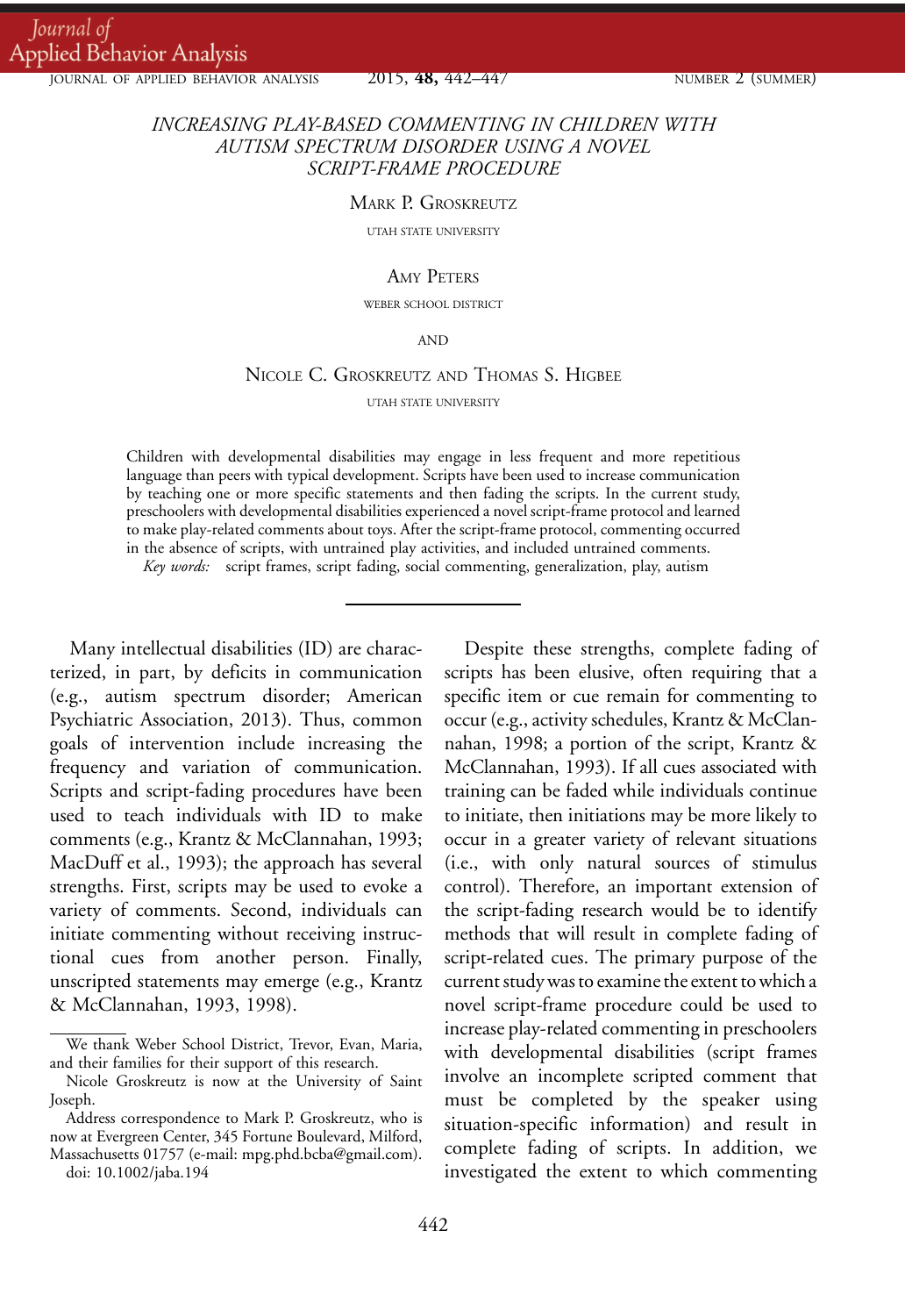# INCREASING PLAY-BASED COMMENTING IN CHILDREN WITH AUTISM SPECTRUM DISORDER USING A NOVEL SCRIPT-FRAME PROCEDURE

MARK P. GROSKREUTZ

UTAH STATE UNIVERSITY

AMY PETERS

WEBER SCHOOL DISTRICT

AND

NICOLE C. GROSKREUTZ AND THOMAS S. HIGBEE

UTAH STATE UNIVERSITY

Children with developmental disabilities may engage in less frequent and more repetitious language than peers with typical development. Scripts have been used to increase communication by teaching one or more specific statements and then fading the scripts. In the current study, preschoolers with developmental disabilities experienced a novel script-frame protocol and learned to make play-related comments about toys. After the script-frame protocol, commenting occurred in the absence of scripts, with untrained play activities, and included untrained comments.

*Key words:* script frames, script fading, social commenting, generalization, play, autism

---

Many intellectual disabilities (ID) are characterized, in part, by deficits in communication (e.g., autism spectrum disorder; American Psychiatric Association, 2013). Thus, common goals of intervention include increasing the frequency and variation of communication. Scripts and script-fading procedures have been used to teach individuals with ID to make comments (e.g., Krantz & McClannahan, 1993; MacDuff et al., 1993); the approach has several strengths. First, scripts may be used to evoke a variety of comments. Second, individuals can initiate commenting without receiving instructional cues from another person. Finally, unscripted statements may emerge (e.g., Krantz & McClannahan, 1993, 1998).

Despite these strengths, complete fading of scripts has been elusive, often requiring that a specific item or cue remain for commenting to occur (e.g., activity schedules, Krantz & McClannahan, 1998; a portion of the script, Krantz & McClannahan, 1993). If all cues associated with training can be faded while individuals continue to initiate, then initiations may be more likely to occur in a greater variety of relevant situations (i.e., with only natural sources of stimulus control). Therefore, an important extension of the script-fading research would be to identify methods that will result in complete fading of script-related cues. The primary purpose of the current study was to examine the extent to which a novel script-frame procedure could be used to increase play-related commenting in preschoolers with developmental disabilities (script frames involve an incomplete scripted comment that must be completed by the speaker using situation-specific information) and result in complete fading of scripts. In addition, we investigated the extent to which commenting

---

We thank Weber School District, Trevor, Evan, Maria, and their families for their support of this research.

Nicole Groskreutz is now at the University of Saint Joseph.

Address correspondence to Mark P. Groskreutz, who is now at Evergreen Center, 345 Fortune Boulevard, Milford, Massachusetts 01757 (e-mail: mpg.phd.bcba@gmail.com).

doi: 10.1002/jaba.194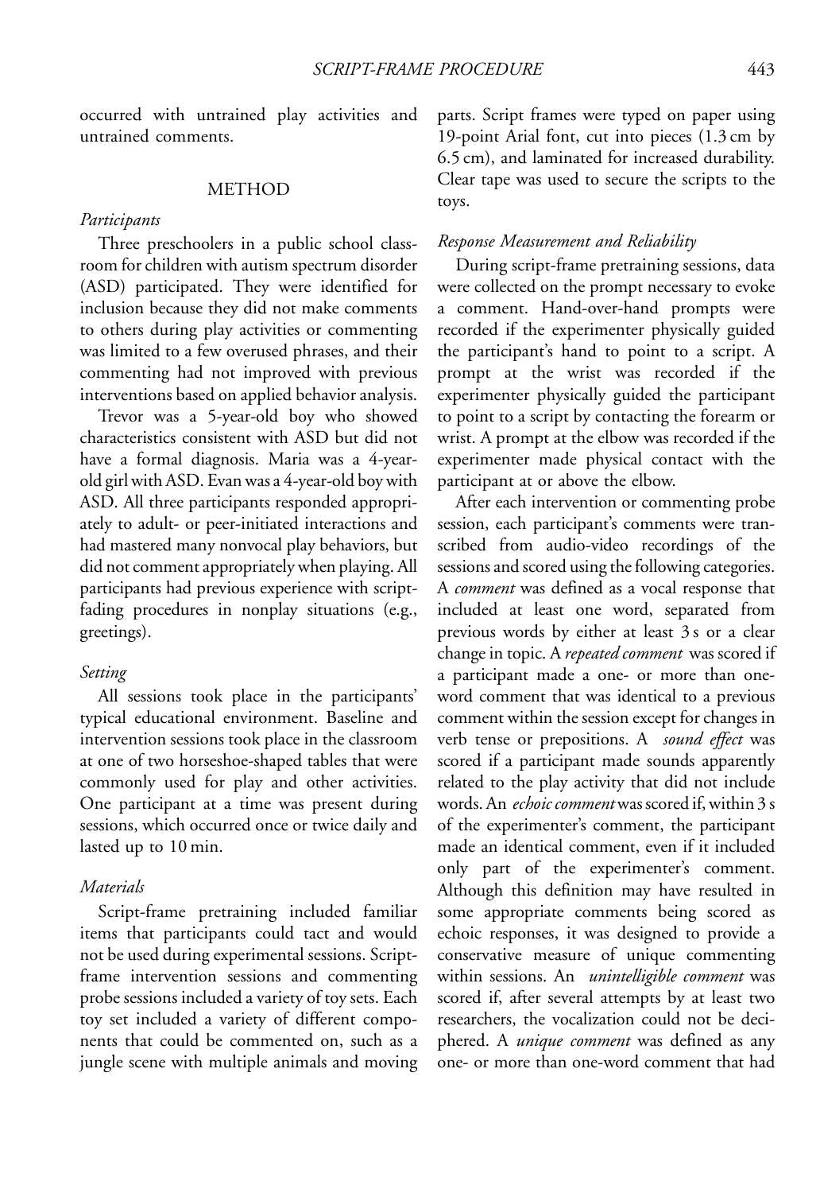occurred with untrained play activities and untrained comments.

## METHOD

### *Participants*

Three preschoolers in a public school classroom for children with autism spectrum disorder (ASD) participated. They were identified for inclusion because they did not make comments to others during play activities or commenting was limited to a few overused phrases, and their commenting had not improved with previous interventions based on applied behavior analysis.

Trevor was a 5-year-old boy who showed characteristics consistent with ASD but did not have a formal diagnosis. Maria was a 4-year-old girl with ASD. Evan was a 4-year-old boy with ASD. All three participants responded appropriately to adult- or peer-initiated interactions and had mastered many nonvocal play behaviors, but did not comment appropriately when playing. All participants had previous experience with script-fading procedures in nonplay situations (e.g., greetings).

### *Setting*

All sessions took place in the participants' typical educational environment. Baseline and intervention sessions took place in the classroom at one of two horseshoe-shaped tables that were commonly used for play and other activities. One participant at a time was present during sessions, which occurred once or twice daily and lasted up to 10 min.

### *Materials*

Script-frame pretraining included familiar items that participants could tact and would not be used during experimental sessions. Script-frame intervention sessions and commenting probe sessions included a variety of toy sets. Each toy set included a variety of different components that could be commented on, such as a jungle scene with multiple animals and moving parts. Script frames were typed on paper using 19-point Arial font, cut into pieces (1.3 cm by 6.5 cm), and laminated for increased durability. Clear tape was used to secure the scripts to the toys.

### *Response Measurement and Reliability*

During script-frame pretraining sessions, data were collected on the prompt necessary to evoke a comment. Hand-over-hand prompts were recorded if the experimenter physically guided the participant's hand to point to a script. A prompt at the wrist was recorded if the experimenter physically guided the participant to point to a script by contacting the forearm or wrist. A prompt at the elbow was recorded if the experimenter made physical contact with the participant at or above the elbow.

After each intervention or commenting probe session, each participant's comments were transcribed from audio-video recordings of the sessions and scored using the following categories. A *comment* was defined as a vocal response that included at least one word, separated from previous words by either at least 3 s or a clear change in topic. A *repeated comment* was scored if a participant made a one- or more than one-word comment that was identical to a previous comment within the session except for changes in verb tense or prepositions. A *sound effect* was scored if a participant made sounds apparently related to the play activity that did not include words. An *echoic comment* was scored if, within 3 s of the experimenter's comment, the participant made an identical comment, even if it included only part of the experimenter's comment. Although this definition may have resulted in some appropriate comments being scored as echoic responses, it was designed to provide a conservative measure of unique commenting within sessions. An *unintelligible comment* was scored if, after several attempts by at least two researchers, the vocalization could not be deciphered. A *unique comment* was defined as any one- or more than one-word comment that had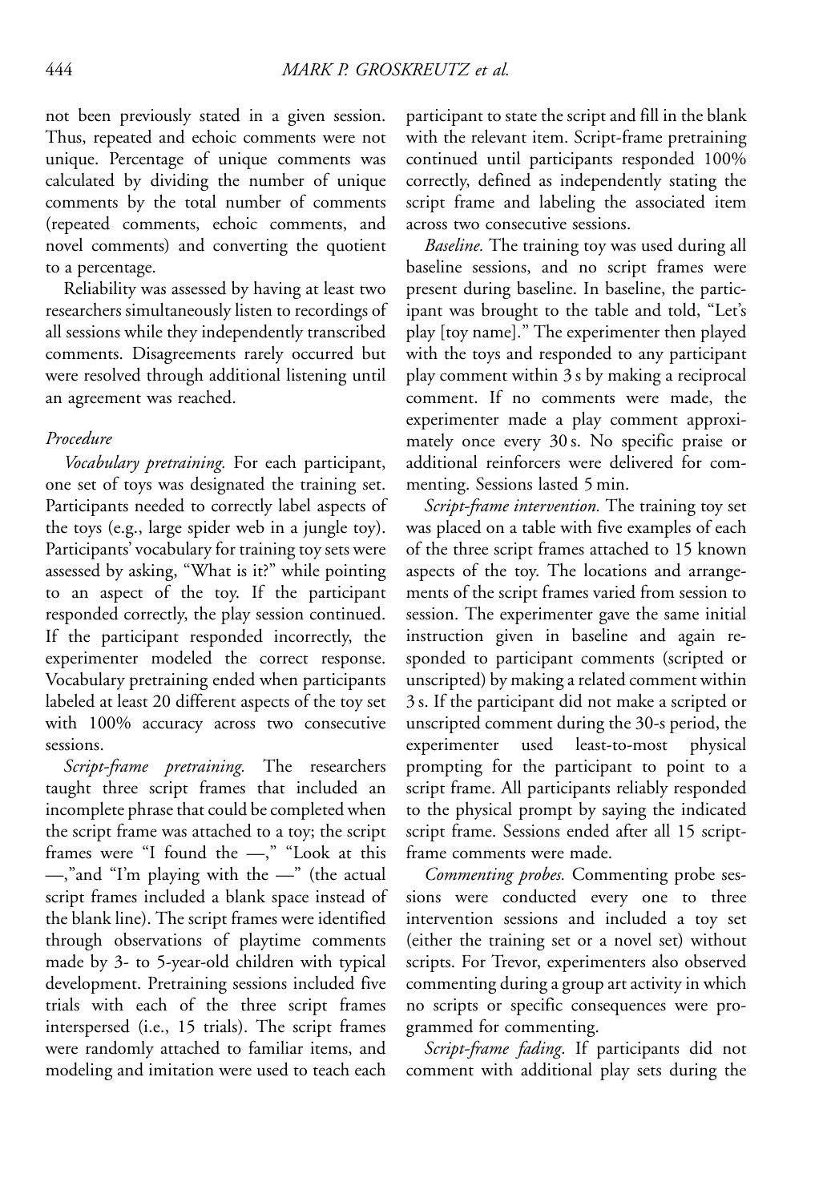not been previously stated in a given session. Thus, repeated and echoic comments were not unique. Percentage of unique comments was calculated by dividing the number of unique comments by the total number of comments (repeated comments, echoic comments, and novel comments) and converting the quotient to a percentage.

Reliability was assessed by having at least two researchers simultaneously listen to recordings of all sessions while they independently transcribed comments. Disagreements rarely occurred but were resolved through additional listening until an agreement was reached.

### *Procedure*

*Vocabulary pretraining.* For each participant, one set of toys was designated the training set. Participants needed to correctly label aspects of the toys (e.g., large spider web in a jungle toy). Participants' vocabulary for training toy sets were assessed by asking, "What is it?" while pointing to an aspect of the toy. If the participant responded correctly, the play session continued. If the participant responded incorrectly, the experimenter modeled the correct response. Vocabulary pretraining ended when participants labeled at least 20 different aspects of the toy set with 100% accuracy across two consecutive sessions.

*Script-frame pretraining.* The researchers taught three script frames that included an incomplete phrase that could be completed when the script frame was attached to a toy; the script frames were "I found the —," "Look at this —,"and "I'm playing with the —" (the actual script frames included a blank space instead of the blank line). The script frames were identified through observations of playtime comments made by 3- to 5-year-old children with typical development. Pretraining sessions included five trials with each of the three script frames interspersed (i.e., 15 trials). The script frames were randomly attached to familiar items, and modeling and imitation were used to teach each participant to state the script and fill in the blank with the relevant item. Script-frame pretraining continued until participants responded 100% correctly, defined as independently stating the script frame and labeling the associated item across two consecutive sessions.

*Baseline.* The training toy was used during all baseline sessions, and no script frames were present during baseline. In baseline, the participant was brought to the table and told, "Let's play [toy name]." The experimenter then played with the toys and responded to any participant play comment within 3 s by making a reciprocal comment. If no comments were made, the experimenter made a play comment approximately once every 30 s. No specific praise or additional reinforcers were delivered for commenting. Sessions lasted 5 min.

*Script-frame intervention.* The training toy set was placed on a table with five examples of each of the three script frames attached to 15 known aspects of the toy. The locations and arrangements of the script frames varied from session to session. The experimenter gave the same initial instruction given in baseline and again responded to participant comments (scripted or unscripted) by making a related comment within 3 s. If the participant did not make a scripted or unscripted comment during the 30-s period, the experimenter used least-to-most physical prompting for the participant to point to a script frame. All participants reliably responded to the physical prompt by saying the indicated script frame. Sessions ended after all 15 script-frame comments were made.

*Commenting probes.* Commenting probe sessions were conducted every one to three intervention sessions and included a toy set (either the training set or a novel set) without scripts. For Trevor, experimenters also observed commenting during a group art activity in which no scripts or specific consequences were programmed for commenting.

*Script-frame fading.* If participants did not comment with additional play sets during the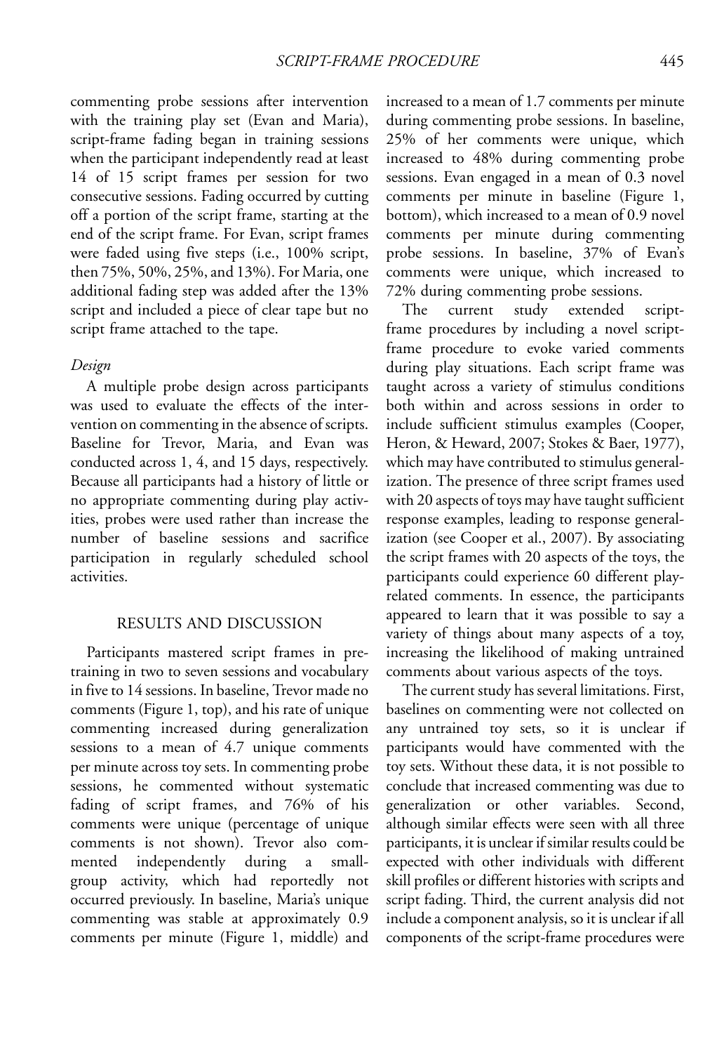commenting probe sessions after intervention with the training play set (Evan and Maria), script-frame fading began in training sessions when the participant independently read at least 14 of 15 script frames per session for two consecutive sessions. Fading occurred by cutting off a portion of the script frame, starting at the end of the script frame. For Evan, script frames were faded using five steps (i.e., 100% script, then 75%, 50%, 25%, and 13%). For Maria, one additional fading step was added after the 13% script and included a piece of clear tape but no script frame attached to the tape.

*Design*

A multiple probe design across participants was used to evaluate the effects of the intervention on commenting in the absence of scripts. Baseline for Trevor, Maria, and Evan was conducted across 1, 4, and 15 days, respectively. Because all participants had a history of little or no appropriate commenting during play activities, probes were used rather than increase the number of baseline sessions and sacrifice participation in regularly scheduled school activities.

## RESULTS AND DISCUSSION

Participants mastered script frames in pretraining in two to seven sessions and vocabulary in five to 14 sessions. In baseline, Trevor made no comments (Figure 1, top), and his rate of unique commenting increased during generalization sessions to a mean of 4.7 unique comments per minute across toy sets. In commenting probe sessions, he commented without systematic fading of script frames, and 76% of his comments were unique (percentage of unique comments is not shown). Trevor also commented independently during a small-group activity, which had reportedly not occurred previously. In baseline, Maria's unique commenting was stable at approximately 0.9 comments per minute (Figure 1, middle) and increased to a mean of 1.7 comments per minute during commenting probe sessions. In baseline, 25% of her comments were unique, which increased to 48% during commenting probe sessions. Evan engaged in a mean of 0.3 novel comments per minute in baseline (Figure 1, bottom), which increased to a mean of 0.9 novel comments per minute during commenting probe sessions. In baseline, 37% of Evan's comments were unique, which increased to 72% during commenting probe sessions.

The current study extended script-frame procedures by including a novel script-frame procedure to evoke varied comments during play situations. Each script frame was taught across a variety of stimulus conditions both within and across sessions in order to include sufficient stimulus examples (Cooper, Heron, & Heward, 2007; Stokes & Baer, 1977), which may have contributed to stimulus generalization. The presence of three script frames used with 20 aspects of toys may have taught sufficient response examples, leading to response generalization (see Cooper et al., 2007). By associating the script frames with 20 aspects of the toys, the participants could experience 60 different play-related comments. In essence, the participants appeared to learn that it was possible to say a variety of things about many aspects of a toy, increasing the likelihood of making untrained comments about various aspects of the toys.

The current study has several limitations. First, baselines on commenting were not collected on any untrained toy sets, so it is unclear if participants would have commented with the toy sets. Without these data, it is not possible to conclude that increased commenting was due to generalization or other variables. Second, although similar effects were seen with all three participants, it is unclear if similar results could be expected with other individuals with different skill profiles or different histories with scripts and script fading. Third, the current analysis did not include a component analysis, so it is unclear if all components of the script-frame procedures were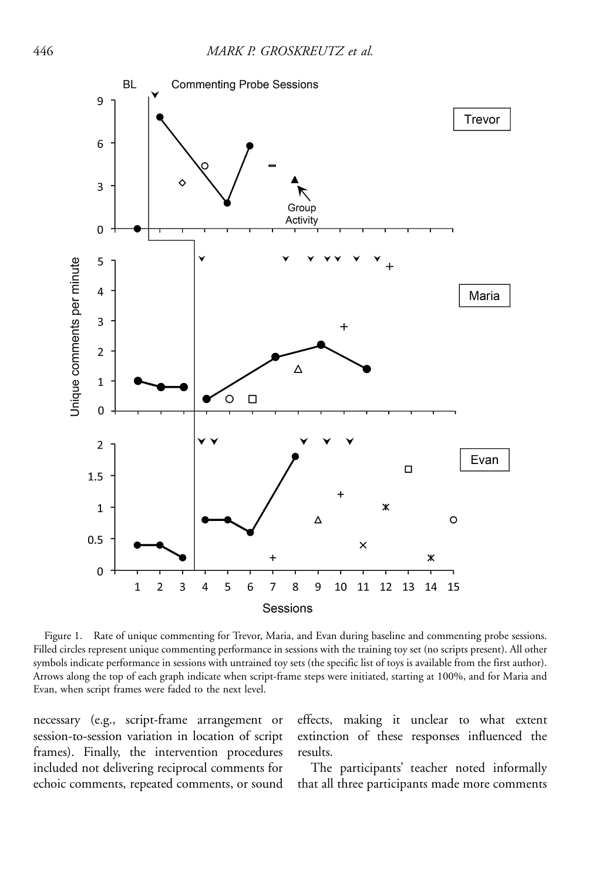Figure 1. Rate of unique commenting for Trevor, Maria, and Evan during baseline and commenting probe sessions. Filled circles represent unique commenting performance in sessions with the training toy set (no scripts present). All other symbols indicate performance in sessions with untrained toy sets (the specific list of toys is available from the first author). Arrows along the top of each graph indicate when script-frame steps were initiated, starting at 100%, and for Maria and Evan, when script frames were faded to the next level.

necessary (e.g., script-frame arrangement or session-to-session variation in location of script frames). Finally, the intervention procedures included not delivering reciprocal comments for echoic comments, repeated comments, or sound effects, making it unclear to what extent extinction of these responses influenced the results.

The participants' teacher noted informally that all three participants made more comments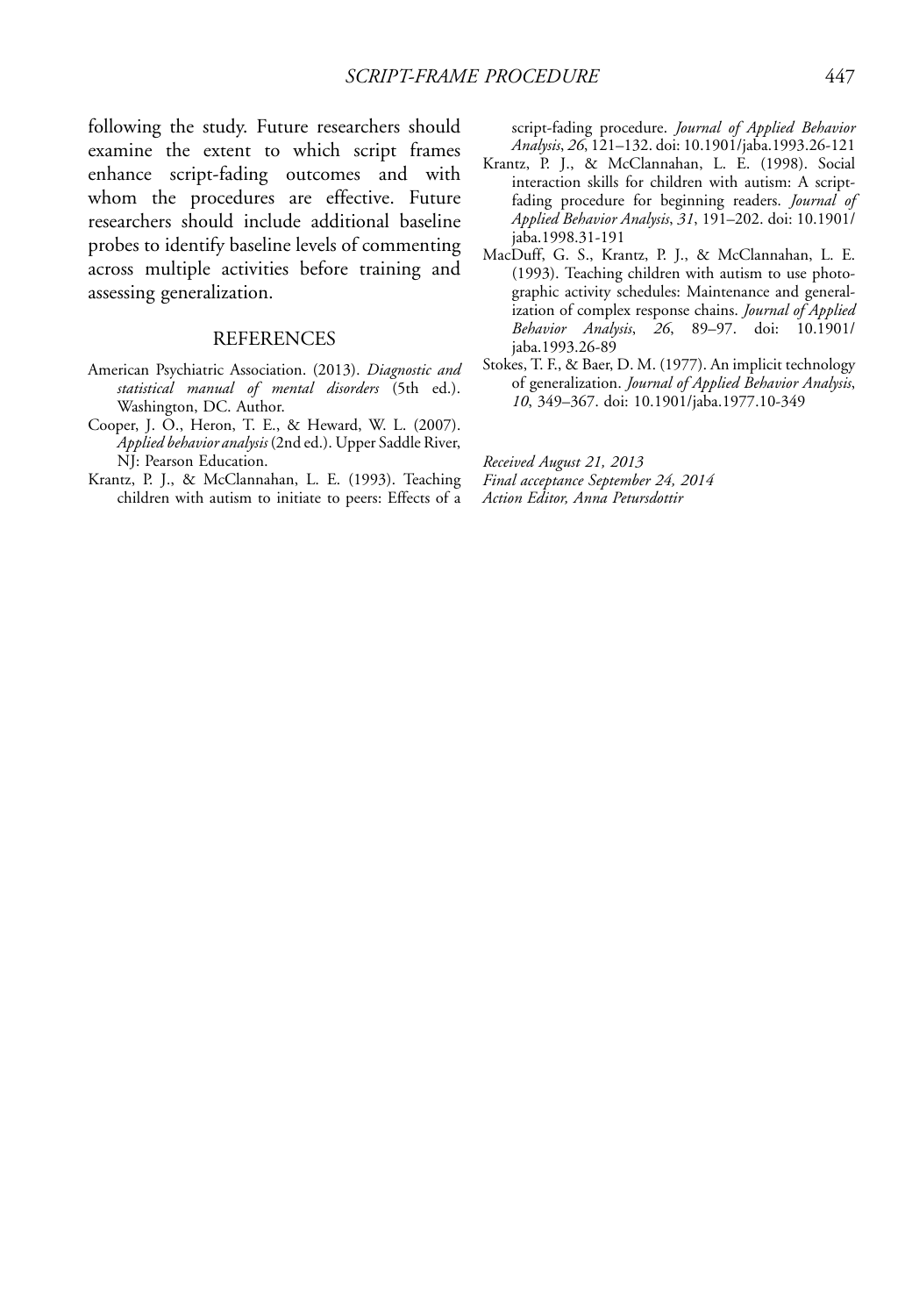following the study. Future researchers should examine the extent to which script frames enhance script-fading outcomes and with whom the procedures are effective. Future researchers should include additional baseline probes to identify baseline levels of commenting across multiple activities before training and assessing generalization.

## REFERENCES

American Psychiatric Association. (2013). *Diagnostic and statistical manual of mental disorders* (5th ed.). Washington, DC. Author.

Cooper, J. O., Heron, T. E., & Heward, W. L. (2007). *Applied behavior analysis* (2nd ed.). Upper Saddle River, NJ: Pearson Education.

Krantz, P. J., & McClannahan, L. E. (1993). Teaching children with autism to initiate to peers: Effects of a script-fading procedure. *Journal of Applied Behavior Analysis*, *26*, 121–132. doi: 10.1901/jaba.1993.26-121

Krantz, P. J., & McClannahan, L. E. (1998). Social interaction skills for children with autism: A script-fading procedure for beginning readers. *Journal of Applied Behavior Analysis*, *31*, 191–202. doi: 10.1901/jaba.1998.31-191

MacDuff, G. S., Krantz, P. J., & McClannahan, L. E. (1993). Teaching children with autism to use photographic activity schedules: Maintenance and generalization of complex response chains. *Journal of Applied Behavior Analysis*, *26*, 89–97. doi: 10.1901/jaba.1993.26-89

Stokes, T. F., & Baer, D. M. (1977). An implicit technology of generalization. *Journal of Applied Behavior Analysis*, *10*, 349–367. doi: 10.1901/jaba.1977.10-349

*Received August 21, 2013*
*Final acceptance September 24, 2014*
*Action Editor, Anna Petursdottir*